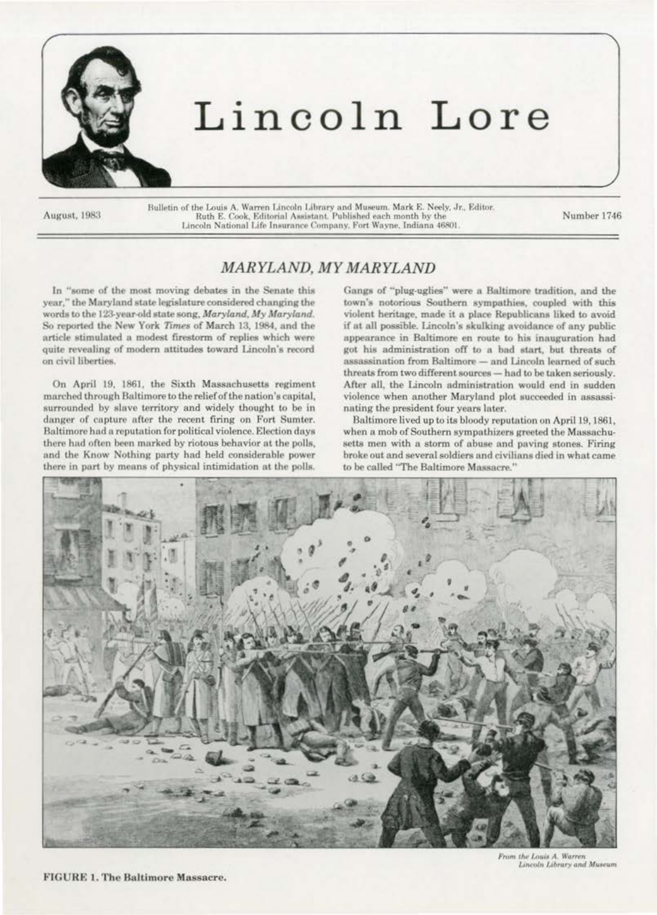# Lincoln Lore

August, 1983

Bulletin of the Louis A. Warren Lincoln Library and Museum. Mark E. Neely, Jr., Editor. Ruth E. Cook, Editorial Assistant. Published each month by the Lincoln National Life Insurance Company, Fort Wayne, Indiana 46801.

Number 1746

## *MARYLAND, MY MARYLAND*

In "some of the most moving debates in the Senate this year," the Maryland state legislature considered changing the words to the 123-year-old state song, *Maryland, My Maryland*. So reported the New York *Times* of March 13, 1984, and the article stimulated a modest firestorm of replies which were quite revealing of modern attitudes toward Lincoln's record on civil liberties.

On April 19, 1861, the Sixth Massachusetts regiment marched through Baltimore to the relief of the nation's capital, surrounded by slave territory and widely thought to be in danger of capture after the recent firing on Fort Sumter. Baltimore had a reputation for political violence. Election days there had often been marked by riotous behavior at the polls, and the Know Nothing party had held considerable power there in part by means of physical intimidation at the polls. Gangs of "plug-uglies" were a Baltimore tradition, and the town's notorious Southern sympathies, coupled with this violent heritage, made it a place Republicans liked to avoid if at all possible. Lincoln's skulking avoidance of any public appearance in Baltimore en route to his inauguration had got his administration off to a bad start, but threats of assassination from Baltimore — and Lincoln learned of such threats from two different sources — had to be taken seriously. After all, the Lincoln administration would end in sudden violence when another Maryland plot succeeded in assassinating the president four years later.

Baltimore lived up to its bloody reputation on April 19, 1861, when a mob of Southern sympathizers greeted the Massachusetts men with a storm of abuse and paving stones. Firing broke out and several soldiers and civilians died in what came to be called "The Baltimore Massacre."

*From the Louis A. Warren Lincoln Library and Museum*

**FIGURE 1. The Baltimore Massacre.**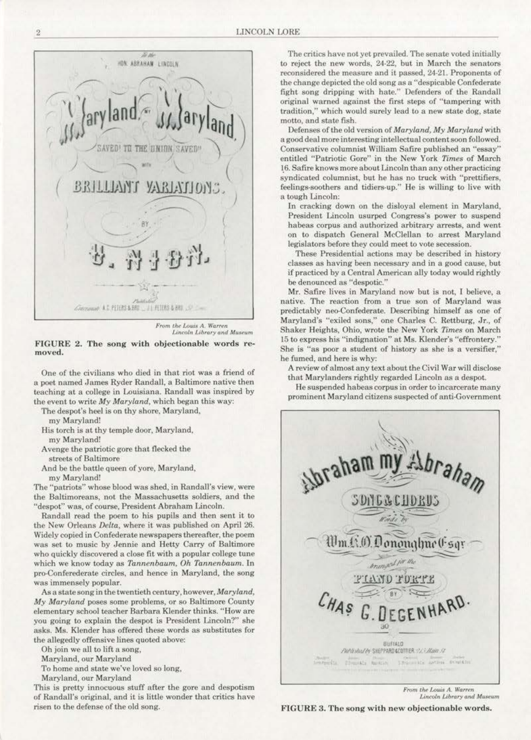From the Louis A. Warren Lincoln Library and Museum

**FIGURE 2. The song with objectionable words removed.**

One of the civilians who died in that riot was a friend of a poet named James Ryder Randall, a Baltimore native then teaching at a college in Louisiana. Randall was inspired by the event to write *My Maryland*, which began this way:

> The despot's heel is on thy shore, Maryland,
> my Maryland!
> His torch is at thy temple door, Maryland,
> my Maryland!
> Avenge the patriotic gore that flecked the
> streets of Baltimore
> And be the battle queen of yore, Maryland,
> my Maryland!

The "patriots" whose blood was shed, in Randall's view, were the Baltimoreans, not the Massachusetts soldiers, and the "despot" was, of course, President Abraham Lincoln.

Randall read the poem to his pupils and then sent it to the New Orleans *Delta*, where it was published on April 26. Widely copied in Confederate newspapers thereafter, the poem was set to music by Jennie and Hetty Carry of Baltimore who quickly discovered a close fit with a popular college tune which we know today as *Tannenbaum, Oh Tannenbaum*. In pro-Confererderate circles, and hence in Maryland, the song was immensely popular.

As a state song in the twentieth century, however, *Maryland, My Maryland* poses some problems, or so Baltimore County elementary school teacher Barbara Klender thinks. "How are you going to explain the despot is President Lincoln?" she asks. Ms. Klender has offered these words as substitutes for the allegedly offensive lines quoted above:

> Oh join we all to lift a song,
> Maryland, our Maryland
> To home and state we've loved so long,
> Maryland, our Maryland

This is pretty innocuous stuff after the gore and despotism of Randall's original, and it is little wonder that critics have risen to the defense of the old song.

The critics have not yet prevailed. The senate voted initially to reject the new words, 24-22, but in March the senators reconsidered the measure and it passed, 24-21. Proponents of the change depicted the old song as a "despicable Confederate fight song dripping with hate." Defenders of the Randall original warned against the first steps of "tampering with tradition," which would surely lead to a new state dog, state motto, and state fish.

Defenses of the old version of *Maryland, My Maryland* with a good deal more interesting intellectual content soon followed. Conservative columnist William Safire published an "essay" entitled "Patriotic Gore" in the New York *Times* of March 16. Safire knows more about Lincoln than any other practicing syndicated columnist, but he has no truck with "prettifiers, feelings-soothers and tidiers-up." He is willing to live with a tough Lincoln:

> In cracking down on the disloyal element in Maryland, President Lincoln usurped Congress's power to suspend habeas corpus and authorized arbitrary arrests, and went on to dispatch General McClellan to arrest Maryland legislators before they could meet to vote secession.
>
> These Presidential actions may be described in history classes as having been necessary and in a good cause, but if practiced by a Central American ally today would rightly be denounced as "despotic."

Mr. Safire lives in Maryland now but is not, I believe, a native. The reaction from a true son of Maryland was predictably neo-Confederate. Describing himself as one of Maryland's "exiled sons," one Charles C. Rettburg, Jr., of Shaker Heights, Ohio, wrote the New York *Times* on March 15 to express his "indignation" at Ms. Klender's "effrontery." She is "as poor a student of history as she is a versifier," he fumed, and here is why:

> A review of almost any text about the Civil War will disclose that Marylanders rightly regarded Lincoln as a despot.
>
> He suspended habeas corpus in order to incarcerate many prominent Maryland citizens suspected of anti-Government

From the Louis A. Warren Lincoln Library and Museum

**FIGURE 3. The song with new objectionable words.**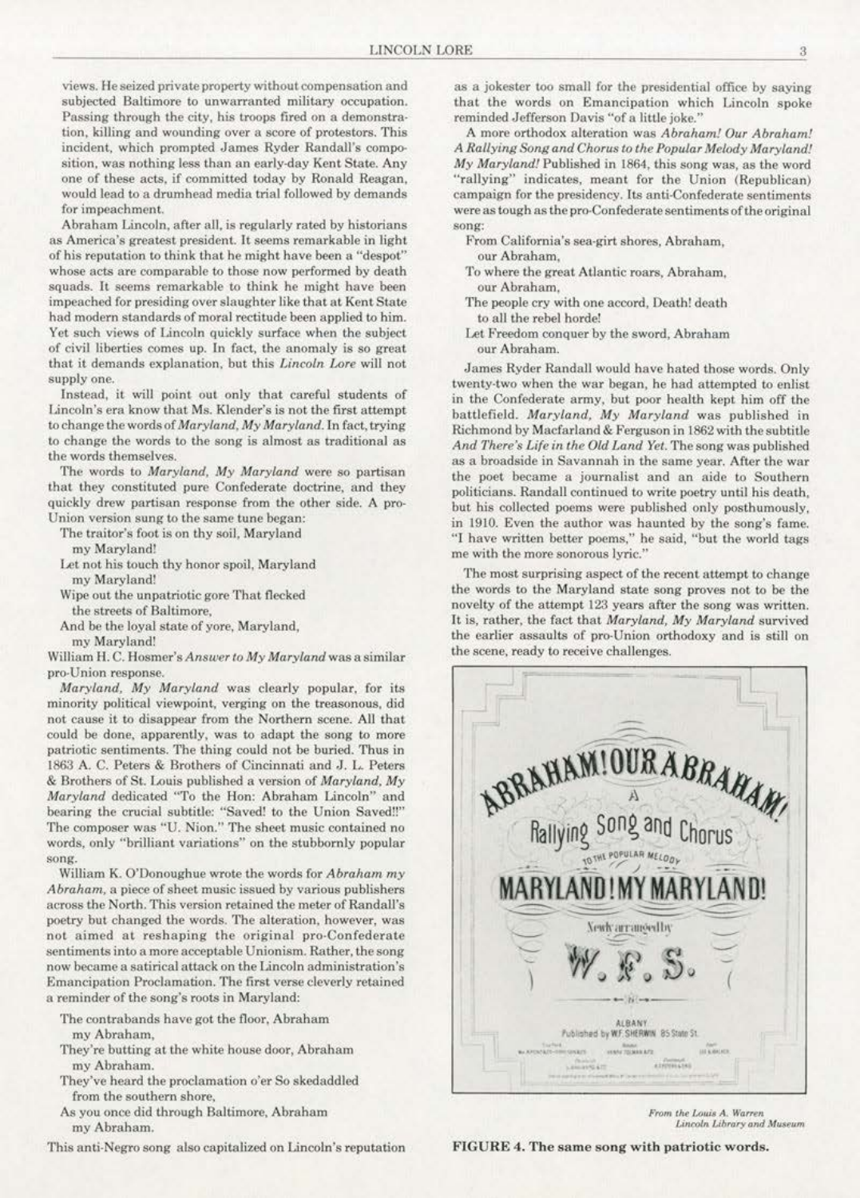views. He seized private property without compensation and subjected Baltimore to unwarranted military occupation. Passing through the city, his troops fired on a demonstration, killing and wounding over a score of protestors. This incident, which prompted James Ryder Randall's composition, was nothing less than an early-day Kent State. Any one of these acts, if committed today by Ronald Reagan, would lead to a drumhead media trial followed by demands for impeachment.

Abraham Lincoln, after all, is regularly rated by historians as America's greatest president. It seems remarkable in light of his reputation to think that he might have been a "despot" whose acts are comparable to those now performed by death squads. It seems remarkable to think he might have been impeached for presiding over slaughter like that at Kent State had modern standards of moral rectitude been applied to him. Yet such views of Lincoln quickly surface when the subject of civil liberties comes up. In fact, the anomaly is so great that it demands explanation, but this *Lincoln Lore* will not supply one.

Instead, it will point out only that careful students of Lincoln's era know that Ms. Klender's is not the first attempt to change the words of *Maryland, My Maryland*. In fact, trying to change the words to the song is almost as traditional as the words themselves.

The words to *Maryland, My Maryland* were so partisan that they constituted pure Confederate doctrine, and they quickly drew partisan response from the other side. A pro-Union version sung to the same tune began:

> The traitor's foot is on thy soil, Maryland
> my Maryland!
> Let not his touch thy honor spoil, Maryland
> my Maryland!
> Wipe out the unpatriotic gore That flecked
> the streets of Baltimore,
> And be the loyal state of yore, Maryland,
> my Maryland!

William H. C. Hosmer's *Answer to My Maryland* was a similar pro-Union response.

*Maryland, My Maryland* was clearly popular, for its minority political viewpoint, verging on the treasonous, did not cause it to disappear from the Northern scene. All that could be done, apparently, was to adapt the song to more patriotic sentiments. The thing could not be buried. Thus in 1863 A. C. Peters & Brothers of Cincinnati and J. L. Peters & Brothers of St. Louis published a version of *Maryland, My Maryland* dedicated "To the Hon: Abraham Lincoln" and bearing the crucial subtitle: "Saved! to the Union Saved!!" The composer was "U. Nion." The sheet music contained no words, only "brilliant variations" on the stubbornly popular song.

William K. O'Donoughue wrote the words for *Abraham my Abraham*, a piece of sheet music issued by various publishers across the North. This version retained the meter of Randall's poetry but changed the words. The alteration, however, was not aimed at reshaping the original pro-Confederate sentiments into a more acceptable Unionism. Rather, the song now became a satirical attack on the Lincoln administration's Emancipation Proclamation. The first verse cleverly retained a reminder of the song's roots in Maryland:

> The contrabands have got the floor, Abraham
> my Abraham,
> They're butting at the white house door, Abraham
> my Abraham.
> They've heard the proclamation o'er So skedaddled
> from the southern shore,
> As you once did through Baltimore, Abraham
> my Abraham.

This anti-Negro song also capitalized on Lincoln's reputation as a jokester too small for the presidential office by saying that the words on Emancipation which Lincoln spoke reminded Jefferson Davis "of a little joke."

A more orthodox alteration was *Abraham! Our Abraham! A Rallying Song and Chorus to the Popular Melody Maryland! My Maryland!* Published in 1864, this song was, as the word "rallying" indicates, meant for the Union (Republican) campaign for the presidency. Its anti-Confederate sentiments were as tough as the pro-Confederate sentiments of the original song:

> From California's sea-girt shores, Abraham,
> our Abraham,
> To where the great Atlantic roars, Abraham,
> our Abraham,
> The people cry with one accord, Death! death
> to all the rebel horde!
> Let Freedom conquer by the sword, Abraham
> our Abraham.

James Ryder Randall would have hated those words. Only twenty-two when the war began, he had attempted to enlist in the Confederate army, but poor health kept him off the battlefield. *Maryland, My Maryland* was published in Richmond by Macfarland & Ferguson in 1862 with the subtitle *And There's Life in the Old Land Yet*. The song was published as a broadside in Savannah in the same year. After the war the poet became a journalist and an aide to Southern politicians. Randall continued to write poetry until his death, but his collected poems were published only posthumously, in 1910. Even the author was haunted by the song's fame. "I have written better poems," he said, "but the world tags me with the more sonorous lyric."

The most surprising aspect of the recent attempt to change the words to the Maryland state song proves not to be the novelty of the attempt 123 years after the song was written. It is, rather, the fact that *Maryland, My Maryland* survived the earlier assaults of pro-Union orthodoxy and is still on the scene, ready to receive challenges.

*From the Louis A. Warren Lincoln Library and Museum*

**FIGURE 4. The same song with patriotic words.**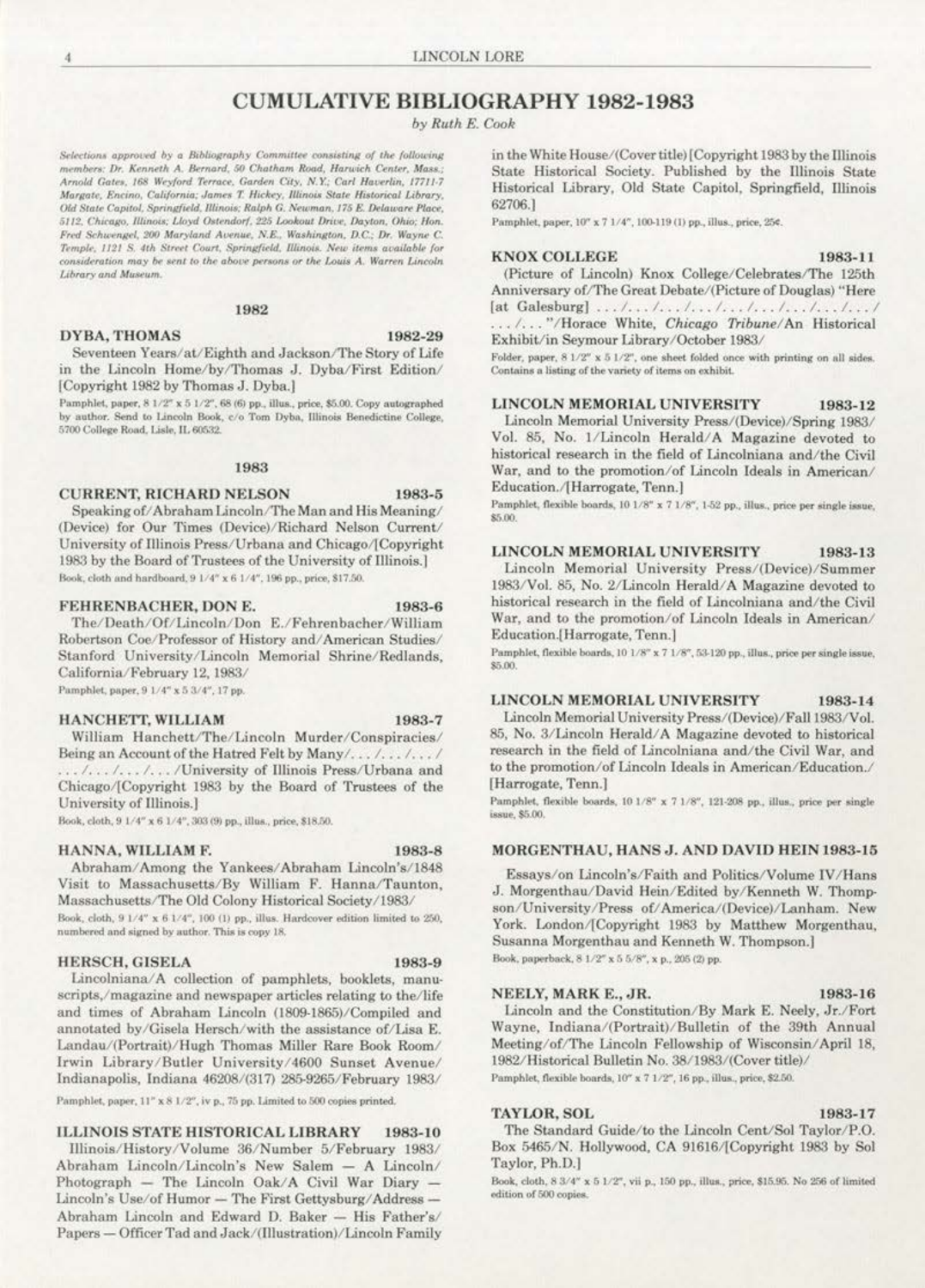# CUMULATIVE BIBLIOGRAPHY 1982-1983

*by Ruth E. Cook*

*Selections approved by a Bibliography Committee consisting of the following members: Dr. Kenneth A. Bernard, 50 Chatham Road, Harwich Center, Mass.; Arnold Gates, 168 Weyford Terrace, Garden City, N.Y.; Carl Haverlin, 17711-7 Margate, Encino, California; James T. Hickey, Illinois State Historical Library, Old State Capitol, Springfield, Illinois; Ralph G. Newman, 175 E. Delaware Place, 5112, Chicago, Illinois; Lloyd Ostendorf, 225 Lookout Drive, Dayton, Ohio; Hon. Fred Schwengel, 200 Maryland Avenue, N.E., Washington, D.C.; Dr. Wayne C. Temple, 1121 S. 4th Street Court, Springfield, Illinois. New items available for consideration may be sent to the above persons or the Louis A. Warren Lincoln Library and Museum.*

## 1982

**DYBA, THOMAS** **1982-29**

Seventeen Years/at/Eighth and Jackson/The Story of Life in the Lincoln Home/by/Thomas J. Dyba/First Edition/[Copyright 1982 by Thomas J. Dyba.]

Pamphlet, paper, 8 1/2" x 5 1/2", 68 (6) pp., illus., price, $5.00. Copy autographed by author. Send to Lincoln Book, c/o Tom Dyba, Illinois Benedictine College, 5700 College Road, Lisle, IL 60532.

## 1983

**CURRENT, RICHARD NELSON** **1983-5**

Speaking of/Abraham Lincoln/The Man and His Meaning/(Device) for Our Times (Device)/Richard Nelson Current/University of Illinois Press/Urbana and Chicago/[Copyright 1983 by the Board of Trustees of the University of Illinois.]

Book, cloth and hardboard, 9 1/4" x 6 1/4", 196 pp., price, $17.50.

**FEHRENBACHER, DON E.** **1983-6**

The/Death/Of/Lincoln/Don E./Fehrenbacher/William Robertson Coe/Professor of History and/American Studies/Stanford University/Lincoln Memorial Shrine/Redlands, California/February 12, 1983/

Pamphlet, paper, 9 1/4" x 5 3/4", 17 pp.

**HANCHETT, WILLIAM** **1983-7**

William Hanchett/The/Lincoln Murder/Conspiracies/Being an Account of the Hatred Felt by Many/. . . /. . . /. . . /. . . /. . . /. . . /. . . /University of Illinois Press/Urbana and Chicago/[Copyright 1983 by the Board of Trustees of the University of Illinois.]

Book, cloth, 9 1/4" x 6 1/4", 303 (9) pp., illus., price, $18.50.

**HANNA, WILLIAM F.** **1983-8**

Abraham/Among the Yankees/Abraham Lincoln's/1848 Visit to Massachusetts/By William F. Hanna/Taunton, Massachusetts/The Old Colony Historical Society/1983/

Book, cloth, 9 1/4" x 6 1/4", 100 (1) pp., illus. Hardcover edition limited to 250, numbered and signed by author. This is copy 18.

**HERSCH, GISELA** **1983-9**

Lincolniana/A collection of pamphlets, booklets, manuscripts,/magazine and newspaper articles relating to the/life and times of Abraham Lincoln (1809-1865)/Compiled and annotated by/Gisela Hersch/with the assistance of/Lisa E. Landau/(Portrait)/Hugh Thomas Miller Rare Book Room/Irwin Library/Butler University/4600 Sunset Avenue/Indianapolis, Indiana 46208/(317) 285-9265/February 1983/

Pamphlet, paper, 11" x 8 1/2", iv p., 75 pp. Limited to 500 copies printed.

**ILLINOIS STATE HISTORICAL LIBRARY** **1983-10**

Illinois/History/Volume 36/Number 5/February 1983/Abraham Lincoln/Lincoln's New Salem — A Lincoln/Photograph — The Lincoln Oak/A Civil War Diary — Lincoln's Use/of Humor — The First Gettysburg/Address — Abraham Lincoln and Edward D. Baker — His Father's/Papers — Officer Tad and Jack/(Illustration)/Lincoln Family in the White House/(Cover title) [Copyright 1983 by the Illinois State Historical Society. Published by the Illinois State Historical Library, Old State Capitol, Springfield, Illinois 62706.]

Pamphlet, paper, 10" x 7 1/4", 100-119 (1) pp., illus., price, 25¢.

**KNOX COLLEGE** **1983-11**

(Picture of Lincoln) Knox College/Celebrates/The 125th Anniversary of/The Great Debate/(Picture of Douglas) "Here [at Galesburg] . . . /. . . /. . . /. . . /. . . /. . . /. . . /. . . /. . . /. . . /. . . "/Horace White, *Chicago Tribune*/An Historical Exhibit/in Seymour Library/October 1983/

Folder, paper, 8 1/2" x 5 1/2", one sheet folded once with printing on all sides. Contains a listing of the variety of items on exhibit.

**LINCOLN MEMORIAL UNIVERSITY** **1983-12**

Lincoln Memorial University Press/(Device)/Spring 1983/Vol. 85, No. 1/Lincoln Herald/A Magazine devoted to historical research in the field of Lincolniana and/the Civil War, and to the promotion/of Lincoln Ideals in American/Education./[Harrogate, Tenn.]

Pamphlet, flexible boards, 10 1/8" x 7 1/8", 1-52 pp., illus., price per single issue, $5.00.

**LINCOLN MEMORIAL UNIVERSITY** **1983-13**

Lincoln Memorial University Press/(Device)/Summer 1983/Vol. 85, No. 2/Lincoln Herald/A Magazine devoted to historical research in the field of Lincolniana and/the Civil War, and to the promotion/of Lincoln Ideals in American/Education.[Harrogate, Tenn.]

Pamphlet, flexible boards, 10 1/8" x 7 1/8", 53-120 pp., illus., price per single issue, $5.00.

**LINCOLN MEMORIAL UNIVERSITY** **1983-14**

Lincoln Memorial University Press/(Device)/Fall 1983/Vol. 85, No. 3/Lincoln Herald/A Magazine devoted to historical research in the field of Lincolniana and/the Civil War, and to the promotion/of Lincoln Ideals in American/Education./[Harrogate, Tenn.]

Pamphlet, flexible boards, 10 1/8" x 7 1/8", 121-208 pp., illus., price per single issue, $5.00.

**MORGENTHAU, HANS J. AND DAVID HEIN** **1983-15**

Essays/on Lincoln's/Faith and Politics/Volume IV/Hans J. Morgenthau/David Hein/Edited by/Kenneth W. Thompson/University/Press of/America/(Device)/Lanham. New York. London/[Copyright 1983 by Matthew Morgenthau, Susanna Morgenthau and Kenneth W. Thompson.]

Book, paperback, 8 1/2" x 5 5/8", x p., 205 (2) pp.

**NEELY, MARK E., JR.** **1983-16**

Lincoln and the Constitution/By Mark E. Neely, Jr./Fort Wayne, Indiana/(Portrait)/Bulletin of the 39th Annual Meeting/of/The Lincoln Fellowship of Wisconsin/April 18, 1982/Historical Bulletin No. 38/1983/(Cover title)/

Pamphlet, flexible boards, 10" x 7 1/2", 16 pp., illus., price, $2.50.

**TAYLOR, SOL** **1983-17**

The Standard Guide/to the Lincoln Cent/Sol Taylor/P.O. Box 5465/N. Hollywood, CA 91616/[Copyright 1983 by Sol Taylor, Ph.D.]

Book, cloth, 8 3/4" x 5 1/2", vii p., 150 pp., illus., price, $15.95. No 256 of limited edition of 500 copies.